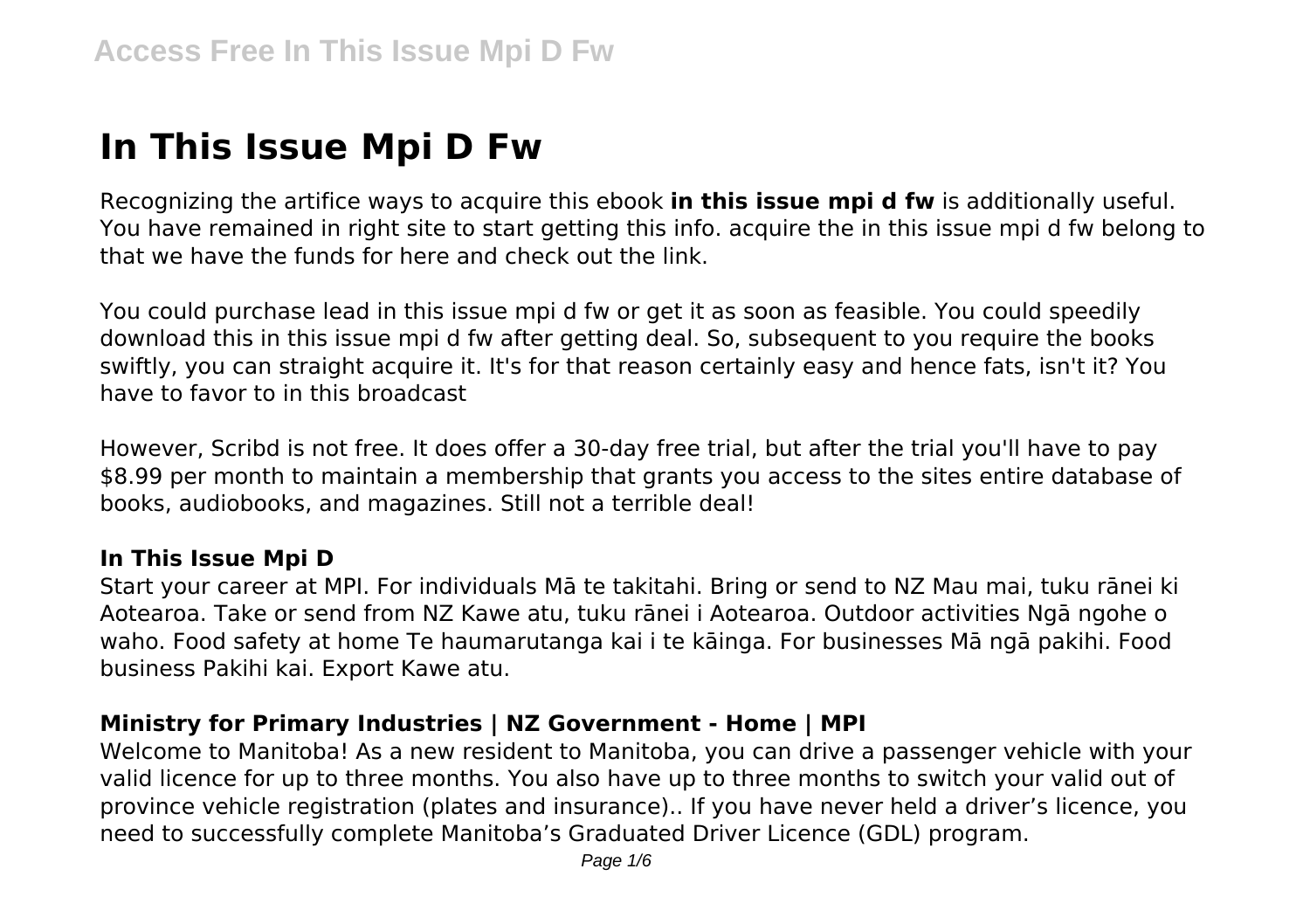# In This Issue Mpi D Fw

Recognizing the artifice ways to acquire this ebook **in this issue mpi d fw** is additionally useful. You have remained in right site to start getting this info. acquire the in this issue mpi d fw belong to that we have the funds for here and check out the link.

You could purchase lead in this issue mpi d fw or get it as soon as feasible. You could speedily download this in this issue mpi d fw after getting deal. So, subsequent to you require the books swiftly, you can straight acquire it. It's for that reason certainly easy and hence fats, isn't it? You have to favor to in this broadcast

However, Scribd is not free. It does offer a 30-day free trial, but after the trial you'll have to pay $8.99 per month to maintain a membership that grants you access to the sites entire database of books, audiobooks, and magazines. Still not a terrible deal!

### In This Issue Mpi D

Start your career at MPI. For individuals Mā te takitahi. Bring or send to NZ Mau mai, tuku rānei ki Aotearoa. Take or send from NZ Kawe atu, tuku rānei i Aotearoa. Outdoor activities Ngā ngohe o waho. Food safety at home Te haumarutanga kai i te kāinga. For businesses Mā ngā pakihi. Food business Pakihi kai. Export Kawe atu.

### Ministry for Primary Industries | NZ Government - Home | MPI

Welcome to Manitoba! As a new resident to Manitoba, you can drive a passenger vehicle with your valid licence for up to three months. You also have up to three months to switch your valid out of province vehicle registration (plates and insurance).. If you have never held a driver's licence, you need to successfully complete Manitoba's Graduated Driver Licence (GDL) program.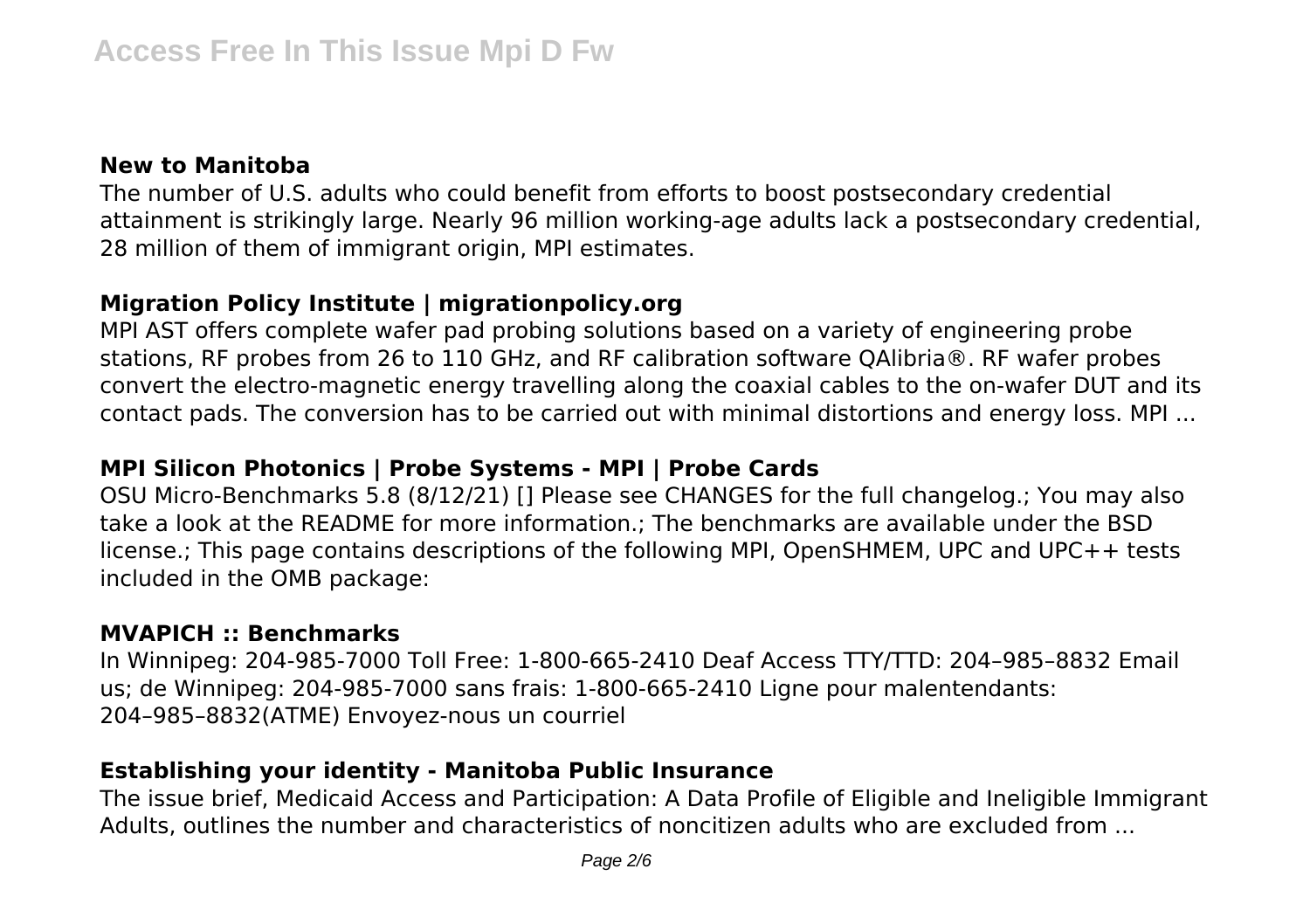### New to Manitoba

The number of U.S. adults who could benefit from efforts to boost postsecondary credential attainment is strikingly large. Nearly 96 million working-age adults lack a postsecondary credential, 28 million of them of immigrant origin, MPI estimates.

### Migration Policy Institute | migrationpolicy.org

MPI AST offers complete wafer pad probing solutions based on a variety of engineering probe stations, RF probes from 26 to 110 GHz, and RF calibration software QAlibria®. RF wafer probes convert the electro-magnetic energy travelling along the coaxial cables to the on-wafer DUT and its contact pads. The conversion has to be carried out with minimal distortions and energy loss. MPI ...

### MPI Silicon Photonics | Probe Systems - MPI | Probe Cards

OSU Micro-Benchmarks 5.8 (8/12/21) [] Please see CHANGES for the full changelog.; You may also take a look at the README for more information.; The benchmarks are available under the BSD license.; This page contains descriptions of the following MPI, OpenSHMEM, UPC and UPC++ tests included in the OMB package:

### MVAPICH :: Benchmarks

In Winnipeg: 204-985-7000 Toll Free: 1-800-665-2410 Deaf Access TTY/TTD: 204–985–8832 Email us; de Winnipeg: 204-985-7000 sans frais: 1-800-665-2410 Ligne pour malentendants: 204–985–8832(ATME) Envoyez-nous un courriel

### Establishing your identity - Manitoba Public Insurance

The issue brief, Medicaid Access and Participation: A Data Profile of Eligible and Ineligible Immigrant Adults, outlines the number and characteristics of noncitizen adults who are excluded from ...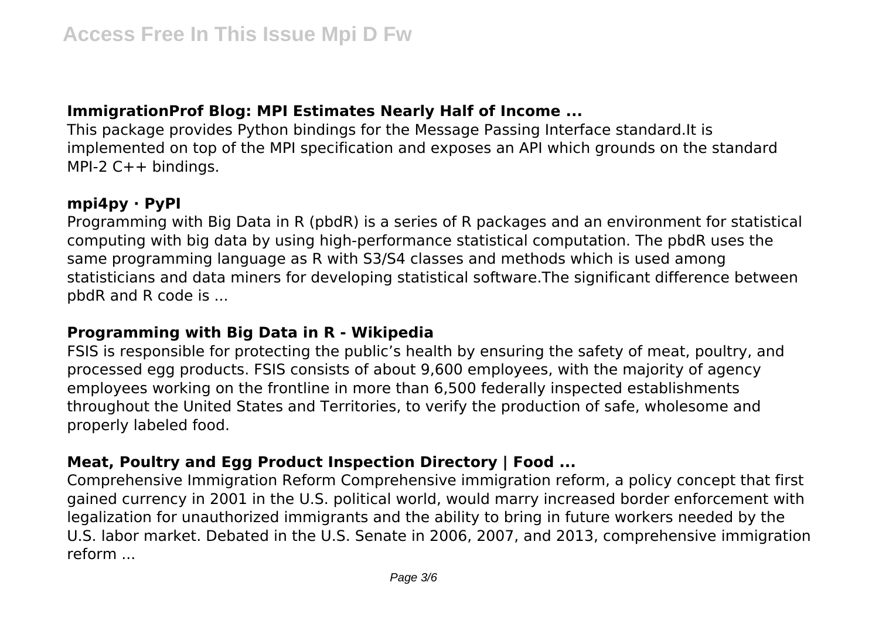### ImmigrationProf Blog: MPI Estimates Nearly Half of Income ...

This package provides Python bindings for the Message Passing Interface standard.It is implemented on top of the MPI specification and exposes an API which grounds on the standard MPI-2 C++ bindings.

### mpi4py · PyPI

Programming with Big Data in R (pbdR) is a series of R packages and an environment for statistical computing with big data by using high-performance statistical computation. The pbdR uses the same programming language as R with S3/S4 classes and methods which is used among statisticians and data miners for developing statistical software.The significant difference between pbdR and R code is ...

### Programming with Big Data in R - Wikipedia

FSIS is responsible for protecting the public's health by ensuring the safety of meat, poultry, and processed egg products. FSIS consists of about 9,600 employees, with the majority of agency employees working on the frontline in more than 6,500 federally inspected establishments throughout the United States and Territories, to verify the production of safe, wholesome and properly labeled food.

### Meat, Poultry and Egg Product Inspection Directory | Food ...

Comprehensive Immigration Reform Comprehensive immigration reform, a policy concept that first gained currency in 2001 in the U.S. political world, would marry increased border enforcement with legalization for unauthorized immigrants and the ability to bring in future workers needed by the U.S. labor market. Debated in the U.S. Senate in 2006, 2007, and 2013, comprehensive immigration reform ...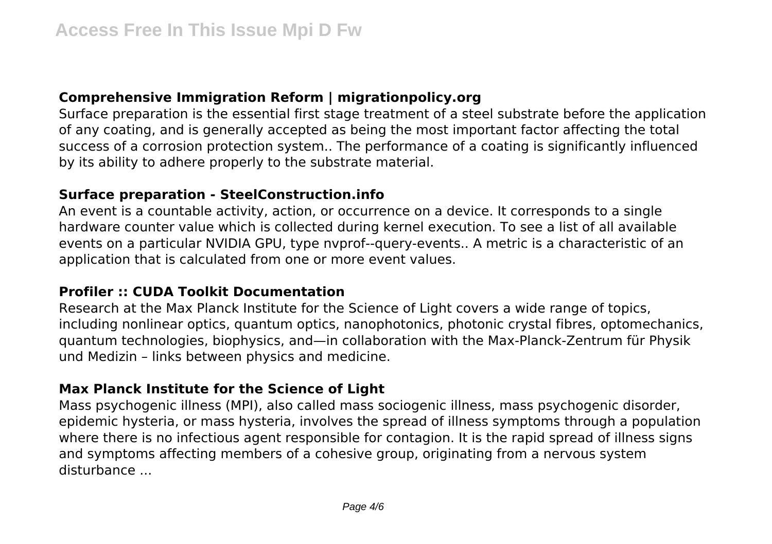### Comprehensive Immigration Reform | migrationpolicy.org

Surface preparation is the essential first stage treatment of a steel substrate before the application of any coating, and is generally accepted as being the most important factor affecting the total success of a corrosion protection system.. The performance of a coating is significantly influenced by its ability to adhere properly to the substrate material.

### Surface preparation - SteelConstruction.info

An event is a countable activity, action, or occurrence on a device. It corresponds to a single hardware counter value which is collected during kernel execution. To see a list of all available events on a particular NVIDIA GPU, type nvprof--query-events.. A metric is a characteristic of an application that is calculated from one or more event values.

### Profiler :: CUDA Toolkit Documentation

Research at the Max Planck Institute for the Science of Light covers a wide range of topics, including nonlinear optics, quantum optics, nanophotonics, photonic crystal fibres, optomechanics, quantum technologies, biophysics, and—in collaboration with the Max-Planck-Zentrum für Physik und Medizin – links between physics and medicine.

### Max Planck Institute for the Science of Light

Mass psychogenic illness (MPI), also called mass sociogenic illness, mass psychogenic disorder, epidemic hysteria, or mass hysteria, involves the spread of illness symptoms through a population where there is no infectious agent responsible for contagion. It is the rapid spread of illness signs and symptoms affecting members of a cohesive group, originating from a nervous system disturbance ...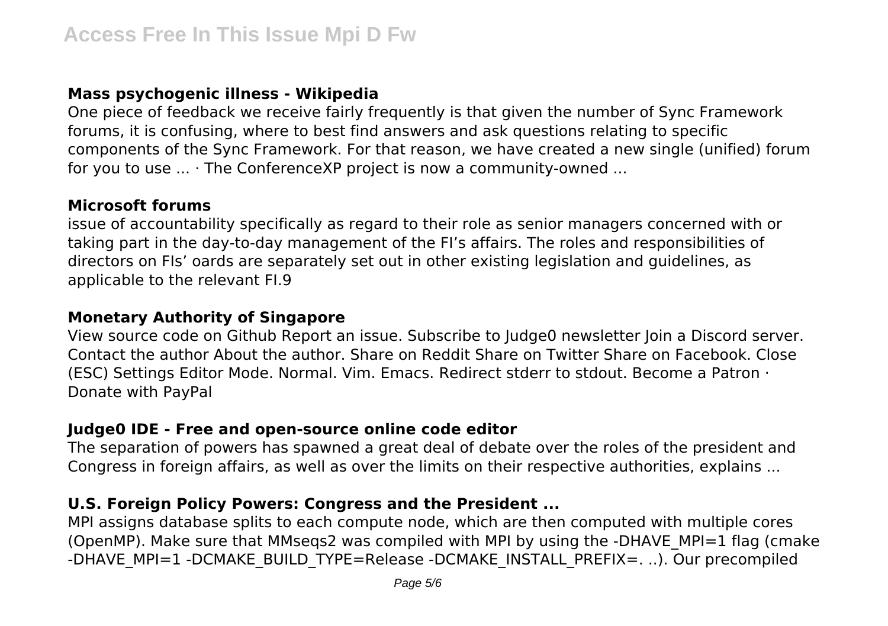## Mass psychogenic illness - Wikipedia

One piece of feedback we receive fairly frequently is that given the number of Sync Framework forums, it is confusing, where to best find answers and ask questions relating to specific components of the Sync Framework. For that reason, we have created a new single (unified) forum for you to use ... · The ConferenceXP project is now a community-owned ...

## Microsoft forums

issue of accountability specifically as regard to their role as senior managers concerned with or taking part in the day-to-day management of the FI's affairs. The roles and responsibilities of directors on FIs' oards are separately set out in other existing legislation and guidelines, as applicable to the relevant FI.9

## Monetary Authority of Singapore

View source code on Github Report an issue. Subscribe to Judge0 newsletter Join a Discord server. Contact the author About the author. Share on Reddit Share on Twitter Share on Facebook. Close (ESC) Settings Editor Mode. Normal. Vim. Emacs. Redirect stderr to stdout. Become a Patron · Donate with PayPal

## Judge0 IDE - Free and open-source online code editor

The separation of powers has spawned a great deal of debate over the roles of the president and Congress in foreign affairs, as well as over the limits on their respective authorities, explains ...

## U.S. Foreign Policy Powers: Congress and the President ...

MPI assigns database splits to each compute node, which are then computed with multiple cores (OpenMP). Make sure that MMseqs2 was compiled with MPI by using the -DHAVE_MPI=1 flag (cmake -DHAVE_MPI=1 -DCMAKE_BUILD_TYPE=Release -DCMAKE_INSTALL_PREFIX=. ..). Our precompiled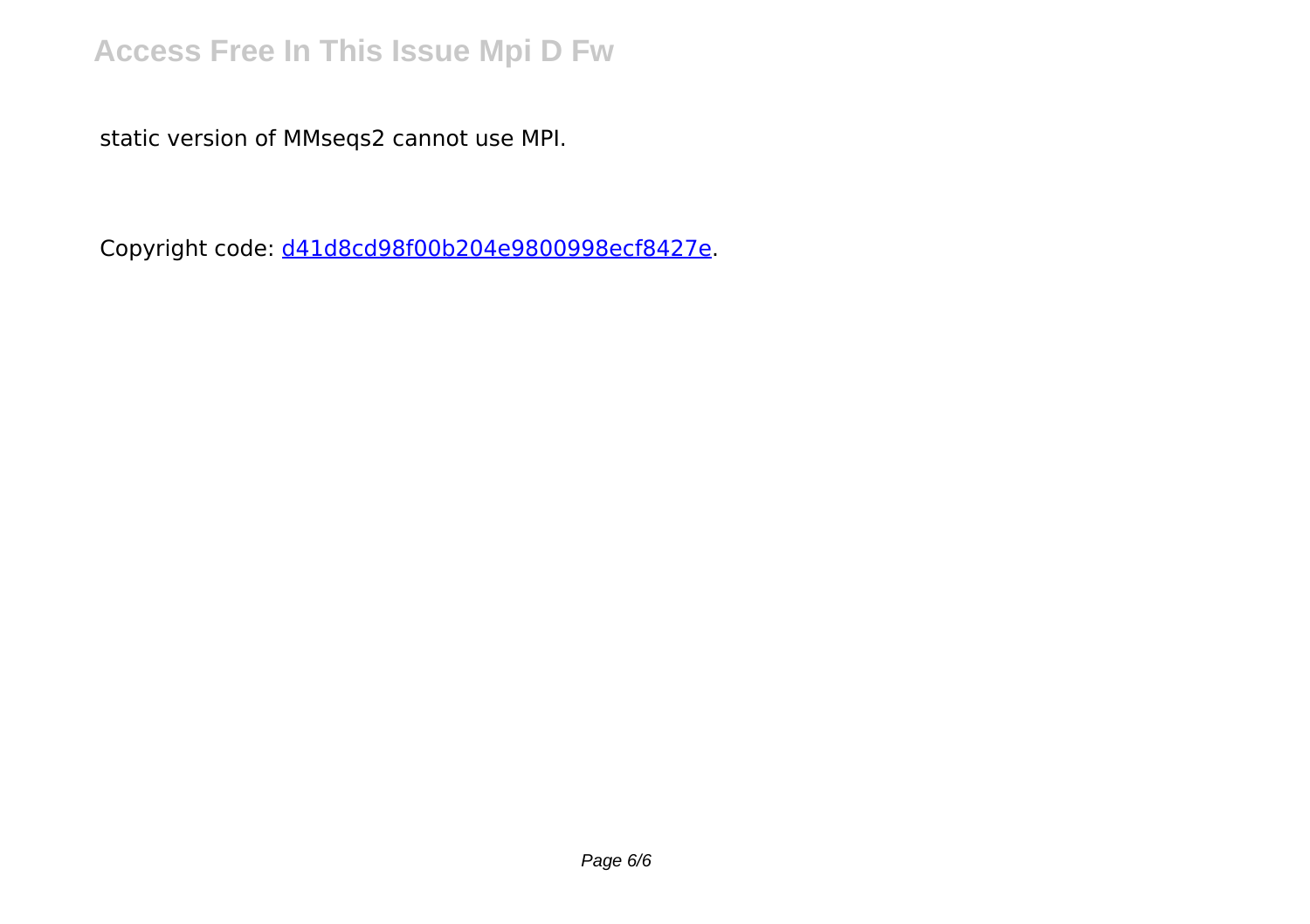static version of MMseqs2 cannot use MPI.

Copyright code: [d41d8cd98f00b204e9800998ecf8427e](d41d8cd98f00b204e9800998ecf8427e).